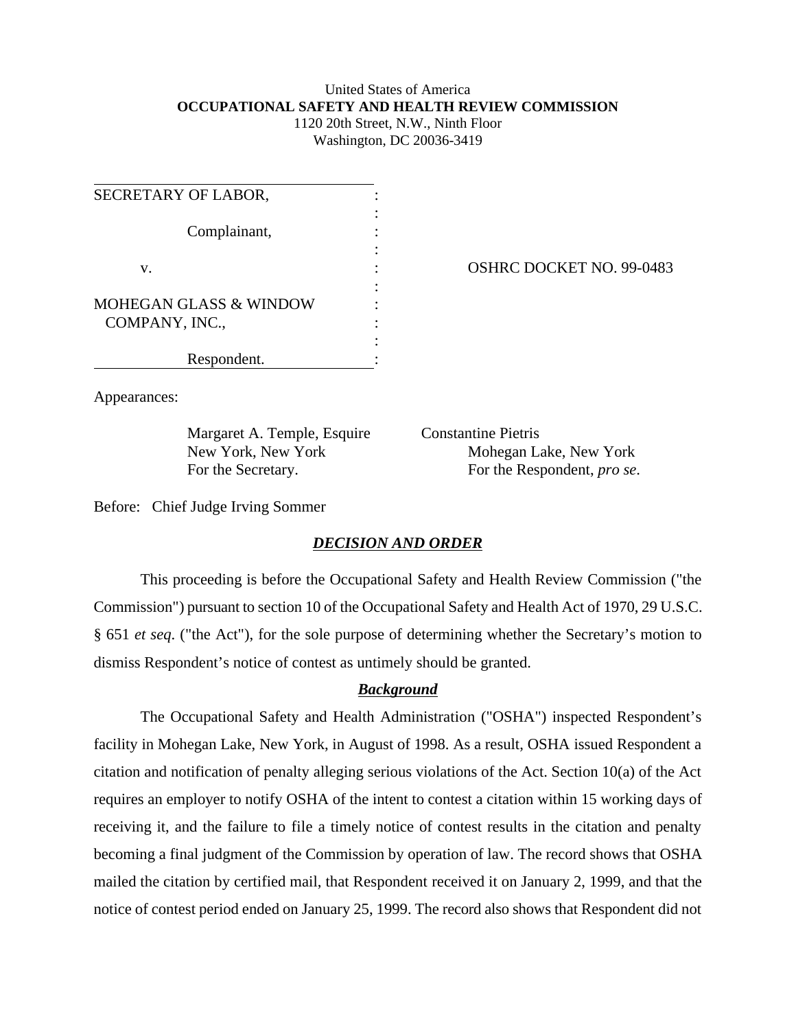United States of America
**OCCUPATIONAL SAFETY AND HEALTH REVIEW COMMISSION**
1120 20th Street, N.W., Ninth Floor
Washington, DC 20036-3419

| | |
|---|---|
| SECRETARY OF LABOR,<br><br>Complainant,<br><br>v.<br><br>MOHEGAN GLASS & WINDOW COMPANY, INC.,<br><br>Respondent. | OSHRC DOCKET NO. 99-0483 |

Appearances:

Margaret A. Temple, Esquire
New York, New York
For the Secretary.

Constantine Pietris
Mohegan Lake, New York
For the Respondent, *pro se*.

Before: Chief Judge Irving Sommer

## ***DECISION AND ORDER***

This proceeding is before the Occupational Safety and Health Review Commission ("the Commission") pursuant to section 10 of the Occupational Safety and Health Act of 1970, 29 U.S.C. § 651 *et seq*. ("the Act"), for the sole purpose of determining whether the Secretary's motion to dismiss Respondent's notice of contest as untimely should be granted.

### ***Background***

The Occupational Safety and Health Administration ("OSHA") inspected Respondent's facility in Mohegan Lake, New York, in August of 1998. As a result, OSHA issued Respondent a citation and notification of penalty alleging serious violations of the Act. Section 10(a) of the Act requires an employer to notify OSHA of the intent to contest a citation within 15 working days of receiving it, and the failure to file a timely notice of contest results in the citation and penalty becoming a final judgment of the Commission by operation of law. The record shows that OSHA mailed the citation by certified mail, that Respondent received it on January 2, 1999, and that the notice of contest period ended on January 25, 1999. The record also shows that Respondent did not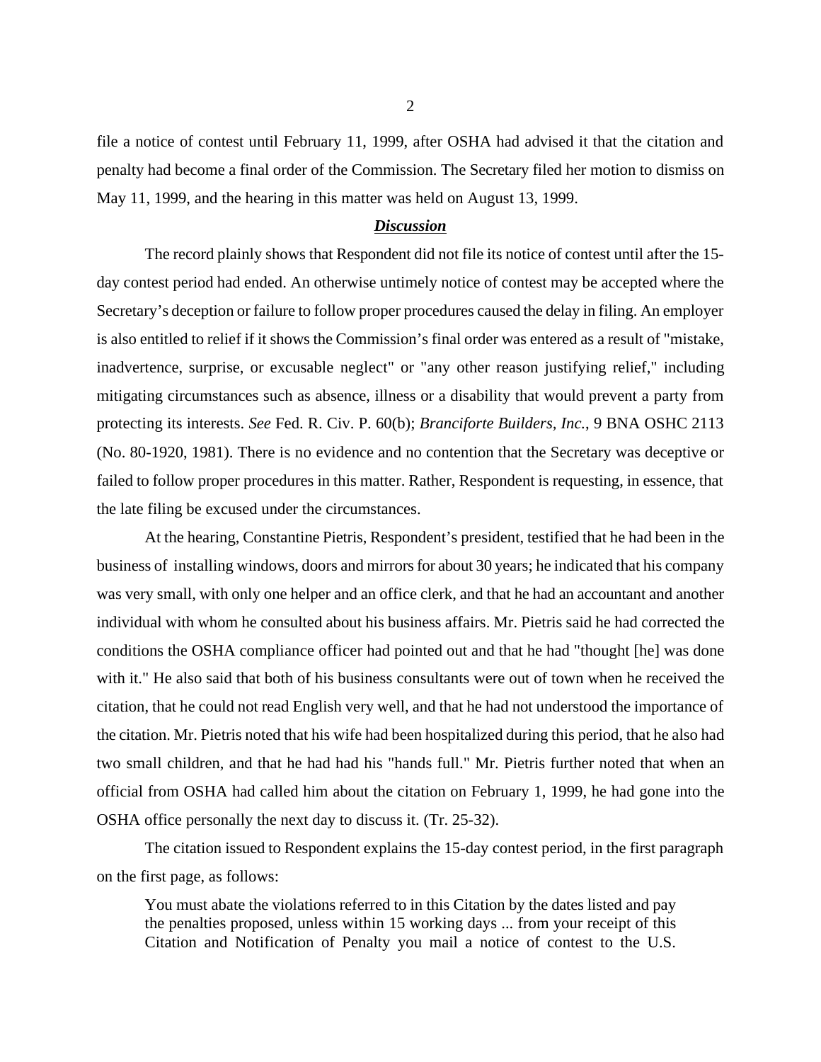file a notice of contest until February 11, 1999, after OSHA had advised it that the citation and penalty had become a final order of the Commission. The Secretary filed her motion to dismiss on May 11, 1999, and the hearing in this matter was held on August 13, 1999.

## ***Discussion***

The record plainly shows that Respondent did not file its notice of contest until after the 15-day contest period had ended. An otherwise untimely notice of contest may be accepted where the Secretary's deception or failure to follow proper procedures caused the delay in filing. An employer is also entitled to relief if it shows the Commission's final order was entered as a result of "mistake, inadvertence, surprise, or excusable neglect" or "any other reason justifying relief," including mitigating circumstances such as absence, illness or a disability that would prevent a party from protecting its interests. *See* Fed. R. Civ. P. 60(b); *Branciforte Builders, Inc.*, 9 BNA OSHC 2113 (No. 80-1920, 1981). There is no evidence and no contention that the Secretary was deceptive or failed to follow proper procedures in this matter. Rather, Respondent is requesting, in essence, that the late filing be excused under the circumstances.

At the hearing, Constantine Pietris, Respondent's president, testified that he had been in the business of installing windows, doors and mirrors for about 30 years; he indicated that his company was very small, with only one helper and an office clerk, and that he had an accountant and another individual with whom he consulted about his business affairs. Mr. Pietris said he had corrected the conditions the OSHA compliance officer had pointed out and that he had "thought [he] was done with it." He also said that both of his business consultants were out of town when he received the citation, that he could not read English very well, and that he had not understood the importance of the citation. Mr. Pietris noted that his wife had been hospitalized during this period, that he also had two small children, and that he had had his "hands full." Mr. Pietris further noted that when an official from OSHA had called him about the citation on February 1, 1999, he had gone into the OSHA office personally the next day to discuss it. (Tr. 25-32).

The citation issued to Respondent explains the 15-day contest period, in the first paragraph on the first page, as follows:

> You must abate the violations referred to in this Citation by the dates listed and pay the penalties proposed, unless within 15 working days ... from your receipt of this Citation and Notification of Penalty you mail a notice of contest to the U.S.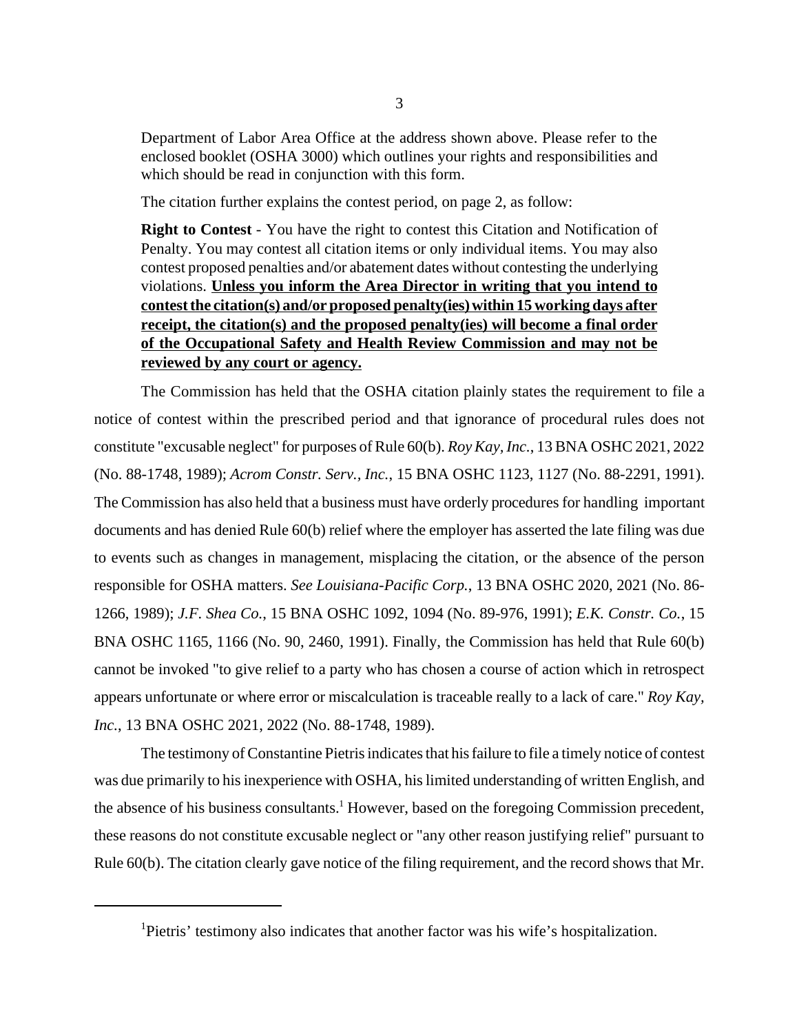Department of Labor Area Office at the address shown above. Please refer to the enclosed booklet (OSHA 3000) which outlines your rights and responsibilities and which should be read in conjunction with this form.

The citation further explains the contest period, on page 2, as follow:

> **Right to Contest** - You have the right to contest this Citation and Notification of Penalty. You may contest all citation items or only individual items. You may also contest proposed penalties and/or abatement dates without contesting the underlying violations. **<u>Unless you inform the Area Director in writing that you intend to contest the citation(s) and/or proposed penalty(ies) within 15 working days after receipt, the citation(s) and the proposed penalty(ies) will become a final order of the Occupational Safety and Health Review Commission and may not be reviewed by any court or agency.</u>**

The Commission has held that the OSHA citation plainly states the requirement to file a notice of contest within the prescribed period and that ignorance of procedural rules does not constitute "excusable neglect" for purposes of Rule 60(b). *Roy Kay, Inc.*, 13 BNA OSHC 2021, 2022 (No. 88-1748, 1989); *Acrom Constr. Serv., Inc.*, 15 BNA OSHC 1123, 1127 (No. 88-2291, 1991). The Commission has also held that a business must have orderly procedures for handling important documents and has denied Rule 60(b) relief where the employer has asserted the late filing was due to events such as changes in management, misplacing the citation, or the absence of the person responsible for OSHA matters. *See Louisiana-Pacific Corp.*, 13 BNA OSHC 2020, 2021 (No. 86-1266, 1989); *J.F. Shea Co.*, 15 BNA OSHC 1092, 1094 (No. 89-976, 1991); *E.K. Constr. Co.*, 15 BNA OSHC 1165, 1166 (No. 90, 2460, 1991). Finally, the Commission has held that Rule 60(b) cannot be invoked "to give relief to a party who has chosen a course of action which in retrospect appears unfortunate or where error or miscalculation is traceable really to a lack of care." *Roy Kay, Inc.*, 13 BNA OSHC 2021, 2022 (No. 88-1748, 1989).

The testimony of Constantine Pietris indicates that his failure to file a timely notice of contest was due primarily to his inexperience with OSHA, his limited understanding of written English, and the absence of his business consultants.[1] However, based on the foregoing Commission precedent, these reasons do not constitute excusable neglect or "any other reason justifying relief" pursuant to Rule 60(b). The citation clearly gave notice of the filing requirement, and the record shows that Mr.

---

[1]Pietris' testimony also indicates that another factor was his wife's hospitalization.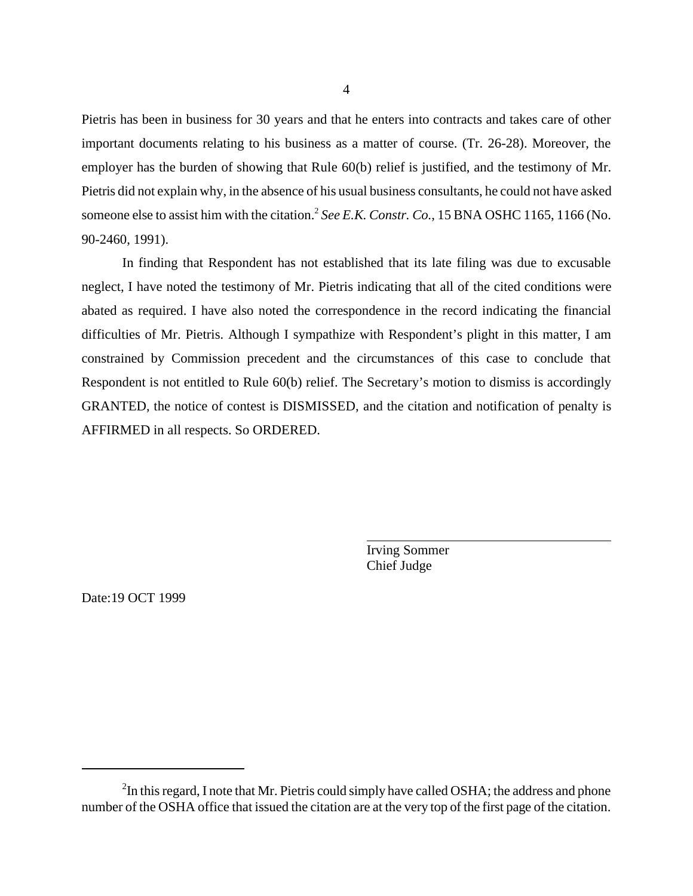Pietris has been in business for 30 years and that he enters into contracts and takes care of other important documents relating to his business as a matter of course. (Tr. 26-28). Moreover, the employer has the burden of showing that Rule 60(b) relief is justified, and the testimony of Mr. Pietris did not explain why, in the absence of his usual business consultants, he could not have asked someone else to assist him with the citation.[2] *See E.K. Constr. Co.*, 15 BNA OSHC 1165, 1166 (No. 90-2460, 1991).

In finding that Respondent has not established that its late filing was due to excusable neglect, I have noted the testimony of Mr. Pietris indicating that all of the cited conditions were abated as required. I have also noted the correspondence in the record indicating the financial difficulties of Mr. Pietris. Although I sympathize with Respondent's plight in this matter, I am constrained by Commission precedent and the circumstances of this case to conclude that Respondent is not entitled to Rule 60(b) relief. The Secretary's motion to dismiss is accordingly GRANTED, the notice of contest is DISMISSED, and the citation and notification of penalty is AFFIRMED in all respects. So ORDERED.

Irving Sommer
Chief Judge

Date:19 OCT 1999

---

[2] In this regard, I note that Mr. Pietris could simply have called OSHA; the address and phone number of the OSHA office that issued the citation are at the very top of the first page of the citation.